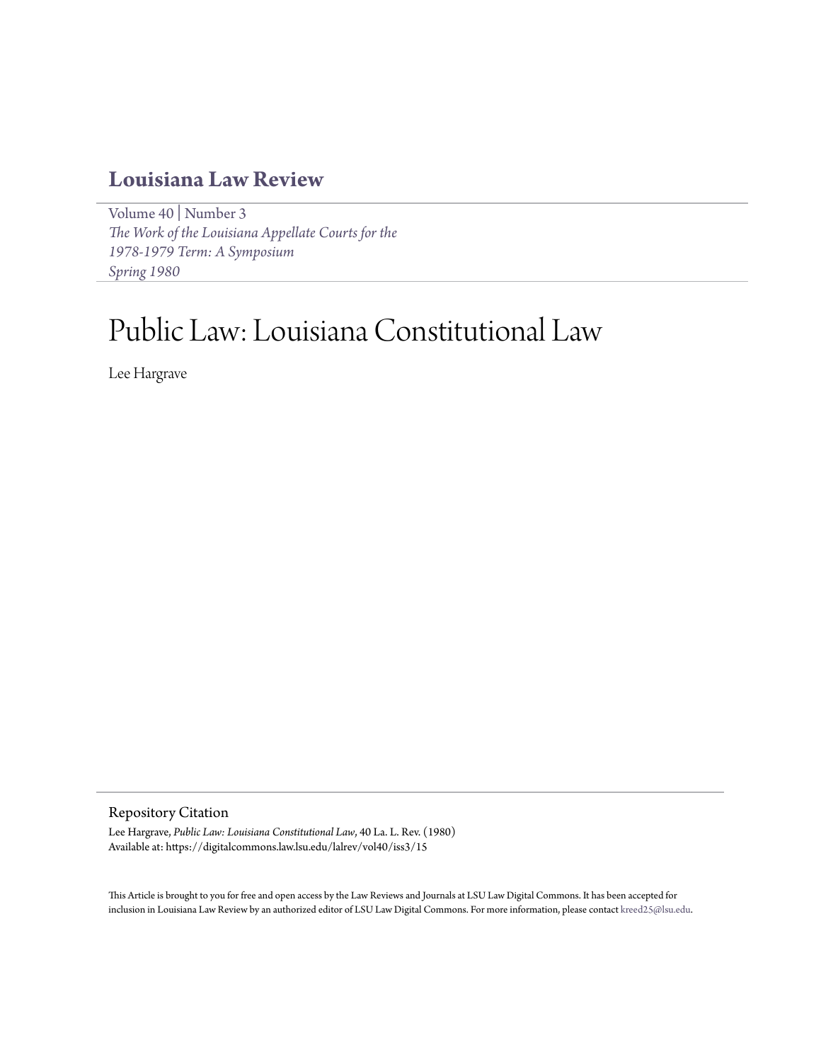# Louisiana Law Review

Volume 40 | Number 3
*The Work of the Louisiana Appellate Courts for the 1978-1979 Term: A Symposium*
*Spring 1980*

# Public Law: Louisiana Constitutional Law

Lee Hargrave

## Repository Citation

Lee Hargrave, *Public Law: Louisiana Constitutional Law*, 40 La. L. Rev. (1980)
Available at: https://digitalcommons.law.lsu.edu/lalrev/vol40/iss3/15

This Article is brought to you for free and open access by the Law Reviews and Journals at LSU Law Digital Commons. It has been accepted for inclusion in Louisiana Law Review by an authorized editor of LSU Law Digital Commons. For more information, please contact kreed25@lsu.edu.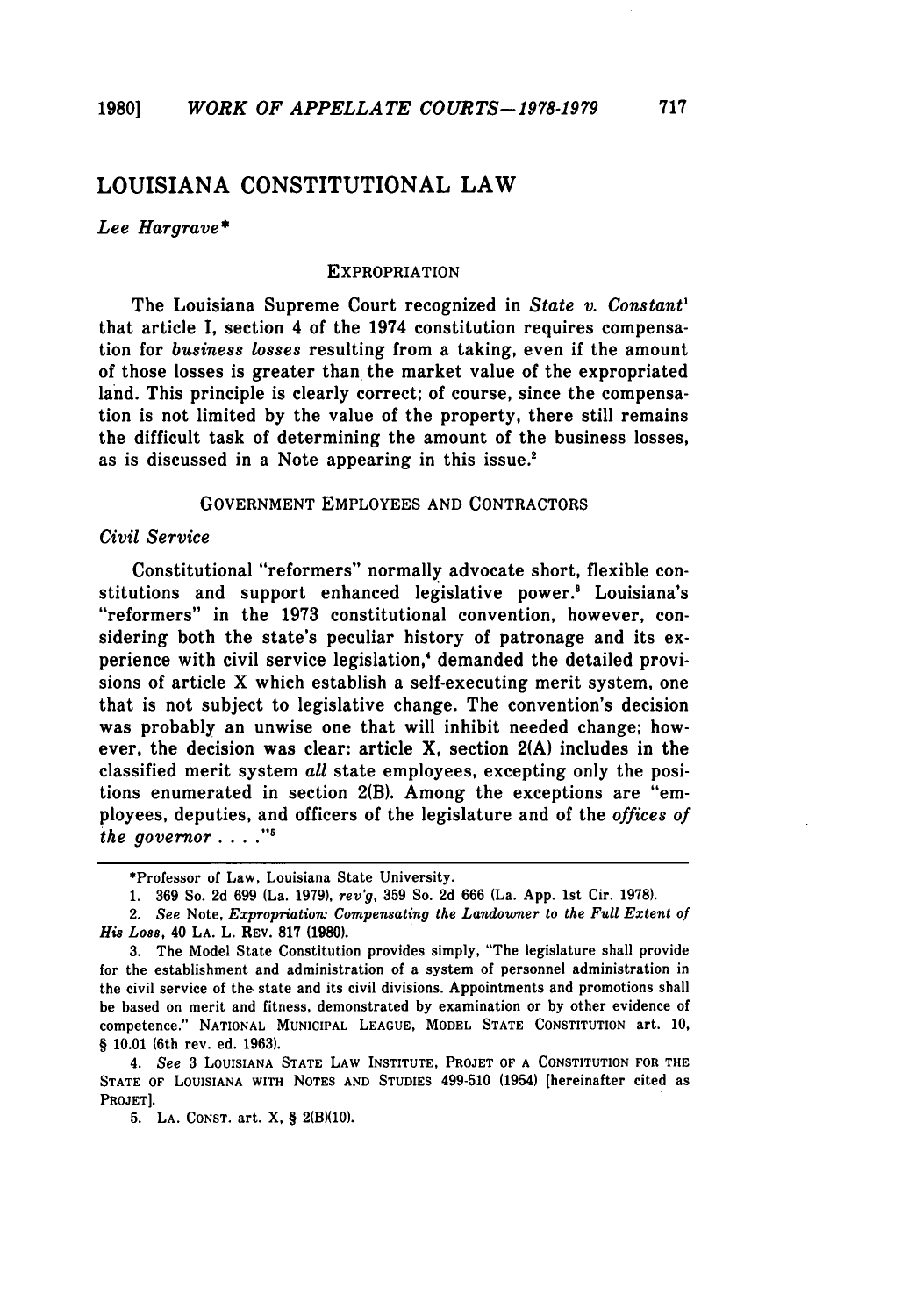# LOUISIANA CONSTITUTIONAL LAW

*Lee Hargrave**

## EXPROPRIATION

The Louisiana Supreme Court recognized in *State v. Constant*[1] that article I, section 4 of the 1974 constitution requires compensation for *business losses* resulting from a taking, even if the amount of those losses is greater than the market value of the expropriated land. This principle is clearly correct; of course, since the compensation is not limited by the value of the property, there still remains the difficult task of determining the amount of the business losses, as is discussed in a Note appearing in this issue.[2]

## GOVERNMENT EMPLOYEES AND CONTRACTORS

### *Civil Service*

Constitutional "reformers" normally advocate short, flexible constitutions and support enhanced legislative power.[3] Louisiana's "reformers" in the 1973 constitutional convention, however, considering both the state's peculiar history of patronage and its experience with civil service legislation,[4] demanded the detailed provisions of article X which establish a self-executing merit system, one that is not subject to legislative change. The convention's decision was probably an unwise one that will inhibit needed change; however, the decision was clear: article X, section 2(A) includes in the classified merit system *all* state employees, excepting only the positions enumerated in section 2(B). Among the exceptions are "employees, deputies, and officers of the legislature and of the *offices of the governor* . . . ."[5]

---

*Professor of Law, Louisiana State University.

1. 369 So. 2d 699 (La. 1979), *rev'g*, 359 So. 2d 666 (La. App. 1st Cir. 1978).

2. *See* Note, *Expropriation: Compensating the Landowner to the Full Extent of His Loss*, 40 LA. L. REV. 817 (1980).

3. The Model State Constitution provides simply, "The legislature shall provide for the establishment and administration of a system of personnel administration in the civil service of the state and its civil divisions. Appointments and promotions shall be based on merit and fitness, demonstrated by examination or by other evidence of competence." NATIONAL MUNICIPAL LEAGUE, MODEL STATE CONSTITUTION art. 10, § 10.01 (6th rev. ed. 1963).

4. *See* 3 LOUISIANA STATE LAW INSTITUTE, PROJET OF A CONSTITUTION FOR THE STATE OF LOUISIANA WITH NOTES AND STUDIES 499-510 (1954) [hereinafter cited as PROJET].

5. LA. CONST. art. X, § 2(B)(10).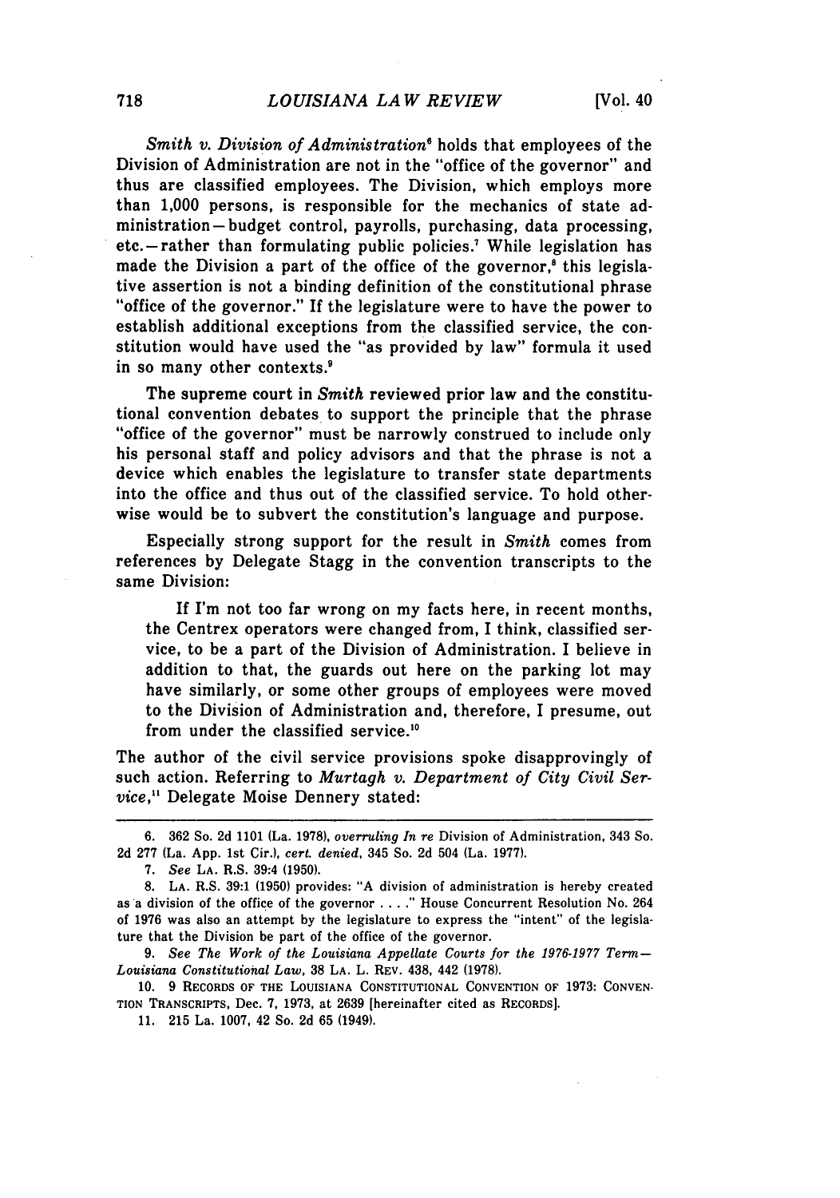*Smith v. Division of Administration*[6] holds that employees of the Division of Administration are not in the "office of the governor" and thus are classified employees. The Division, which employs more than 1,000 persons, is responsible for the mechanics of state administration—budget control, payrolls, purchasing, data processing, etc.—rather than formulating public policies.[7] While legislation has made the Division a part of the office of the governor,[8] this legislative assertion is not a binding definition of the constitutional phrase "office of the governor." If the legislature were to have the power to establish additional exceptions from the classified service, the constitution would have used the "as provided by law" formula it used in so many other contexts.[9]

The supreme court in *Smith* reviewed prior law and the constitutional convention debates to support the principle that the phrase "office of the governor" must be narrowly construed to include only his personal staff and policy advisors and that the phrase is not a device which enables the legislature to transfer state departments into the office and thus out of the classified service. To hold otherwise would be to subvert the constitution's language and purpose.

Especially strong support for the result in *Smith* comes from references by Delegate Stagg in the convention transcripts to the same Division:

> If I'm not too far wrong on my facts here, in recent months, the Centrex operators were changed from, I think, classified service, to be a part of the Division of Administration. I believe in addition to that, the guards out here on the parking lot may have similarly, or some other groups of employees were moved to the Division of Administration and, therefore, I presume, out from under the classified service.[10]

The author of the civil service provisions spoke disapprovingly of such action. Referring to *Murtagh v. Department of City Civil Service*,[11] Delegate Moise Dennery stated:

---

6. 362 So. 2d 1101 (La. 1978), *overruling In re* Division of Administration, 343 So. 2d 277 (La. App. 1st Cir.), *cert. denied*, 345 So. 2d 504 (La. 1977).

7. *See* LA. R.S. 39:4 (1950).

8. LA. R.S. 39:1 (1950) provides: "A division of administration is hereby created as a division of the office of the governor . . . ." House Concurrent Resolution No. 264 of 1976 was also an attempt by the legislature to express the "intent" of the legislature that the Division be part of the office of the governor.

9. *See The Work of the Louisiana Appellate Courts for the 1976-1977 Term—Louisiana Constitutional Law*, 38 LA. L. REV. 438, 442 (1978).

10. 9 RECORDS OF THE LOUISIANA CONSTITUTIONAL CONVENTION OF 1973: CONVENTION TRANSCRIPTS, Dec. 7, 1973, at 2639 [hereinafter cited as RECORDS].

11. 215 La. 1007, 42 So. 2d 65 (1949).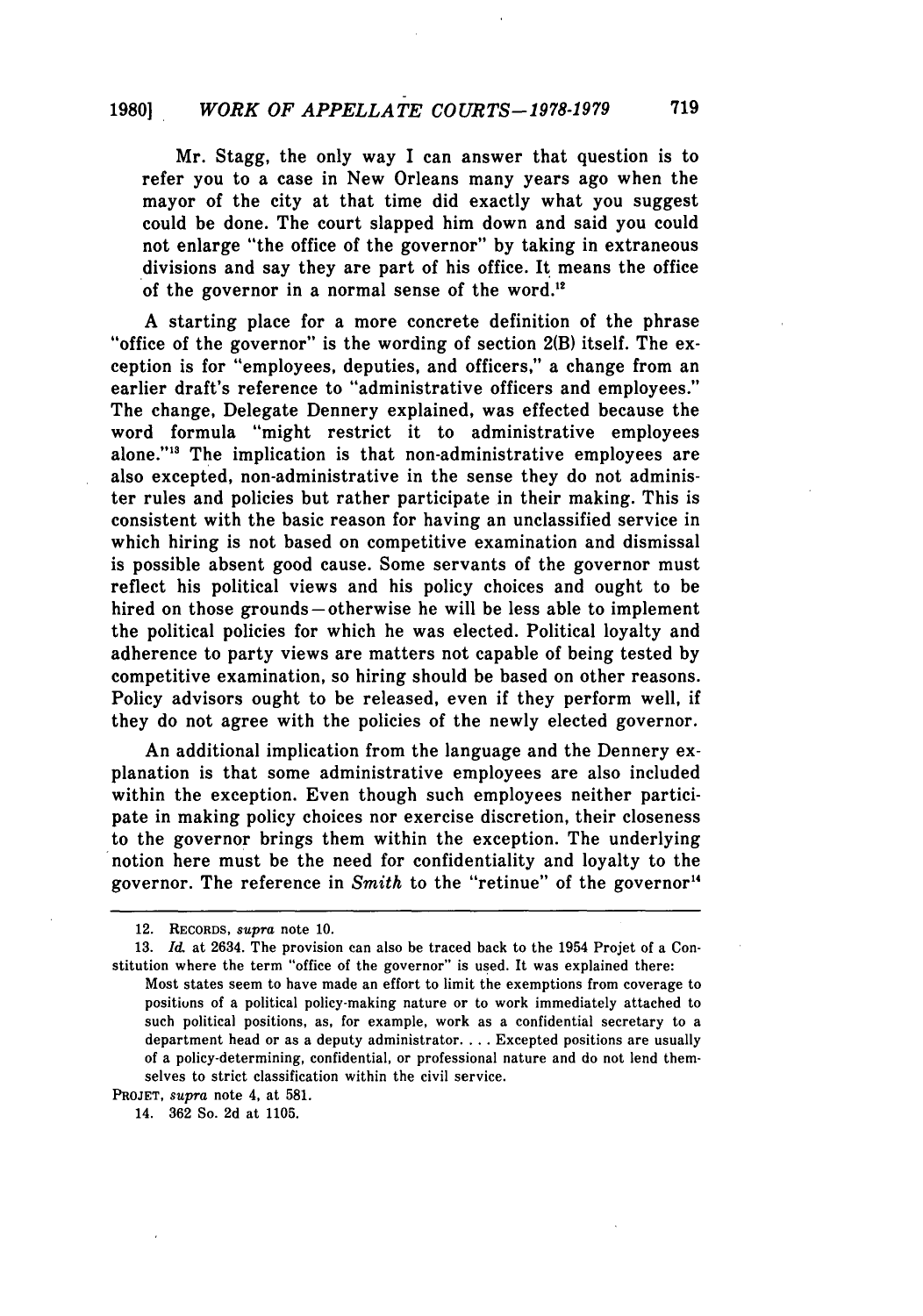Mr. Stagg, the only way I can answer that question is to refer you to a case in New Orleans many years ago when the mayor of the city at that time did exactly what you suggest could be done. The court slapped him down and said you could not enlarge "the office of the governor" by taking in extraneous divisions and say they are part of his office. It means the office of the governor in a normal sense of the word.[12]

A starting place for a more concrete definition of the phrase "office of the governor" is the wording of section 2(B) itself. The exception is for "employees, deputies, and officers," a change from an earlier draft's reference to "administrative officers and employees." The change, Delegate Dennery explained, was effected because the word formula "might restrict it to administrative employees alone."[13] The implication is that non-administrative employees are also excepted, non-administrative in the sense they do not administer rules and policies but rather participate in their making. This is consistent with the basic reason for having an unclassified service in which hiring is not based on competitive examination and dismissal is possible absent good cause. Some servants of the governor must reflect his political views and his policy choices and ought to be hired on those grounds—otherwise he will be less able to implement the political policies for which he was elected. Political loyalty and adherence to party views are matters not capable of being tested by competitive examination, so hiring should be based on other reasons. Policy advisors ought to be released, even if they perform well, if they do not agree with the policies of the newly elected governor.

An additional implication from the language and the Dennery explanation is that some administrative employees are also included within the exception. Even though such employees neither participate in making policy choices nor exercise discretion, their closeness to the governor brings them within the exception. The underlying notion here must be the need for confidentiality and loyalty to the governor. The reference in *Smith* to the "retinue" of the governor[14]

---

12. RECORDS, *supra* note 10.

13. *Id.* at 2634. The provision can also be traced back to the 1954 Projet of a Constitution where the term "office of the governor" is used. It was explained there:

> Most states seem to have made an effort to limit the exemptions from coverage to positions of a political policy-making nature or to work immediately attached to such political positions, as, for example, work as a confidential secretary to a department head or as a deputy administrator. . . . Excepted positions are usually of a policy-determining, confidential, or professional nature and do not lend themselves to strict classification within the civil service.

PROJET, *supra* note 4, at 581.

14. 362 So. 2d at 1105.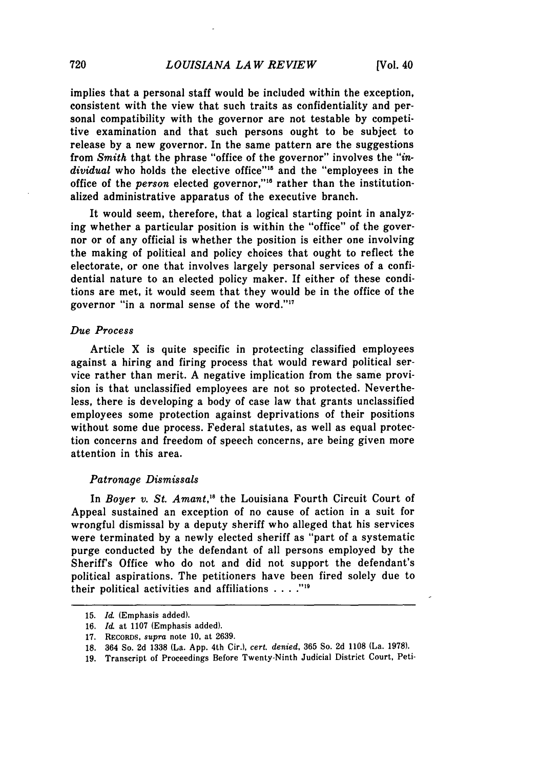implies that a personal staff would be included within the exception, consistent with the view that such traits as confidentiality and personal compatibility with the governor are not testable by competitive examination and that such persons ought to be subject to release by a new governor. In the same pattern are the suggestions from *Smith* that the phrase "office of the governor" involves the "*individual* who holds the elective office"[15] and the "employees in the office of the *person* elected governor,"[16] rather than the institutionalized administrative apparatus of the executive branch.

It would seem, therefore, that a logical starting point in analyzing whether a particular position is within the "office" of the governor or of any official is whether the position is either one involving the making of political and policy choices that ought to reflect the electorate, or one that involves largely personal services of a confidential nature to an elected policy maker. If either of these conditions are met, it would seem that they would be in the office of the governor "in a normal sense of the word."[17]

*Due Process*

Article X is quite specific in protecting classified employees against a hiring and firing process that would reward political service rather than merit. A negative implication from the same provision is that unclassified employees are not so protected. Nevertheless, there is developing a body of case law that grants unclassified employees some protection against deprivations of their positions without some due process. Federal statutes, as well as equal protection concerns and freedom of speech concerns, are being given more attention in this area.

*Patronage Dismissals*

In *Boyer v. St. Amant*,[18] the Louisiana Fourth Circuit Court of Appeal sustained an exception of no cause of action in a suit for wrongful dismissal by a deputy sheriff who alleged that his services were terminated by a newly elected sheriff as "part of a systematic purge conducted by the defendant of all persons employed by the Sheriff's Office who do not and did not support the defendant's political aspirations. The petitioners have been fired solely due to their political activities and affiliations . . . ."[19]

---

15. *Id.* (Emphasis added).
16. *Id.* at 1107 (Emphasis added).
17. RECORDS, *supra* note 10, at 2639.
18. 364 So. 2d 1338 (La. App. 4th Cir.), *cert. denied*, 365 So. 2d 1108 (La. 1978).
19. Transcript of Proceedings Before Twenty-Ninth Judicial District Court, Peti-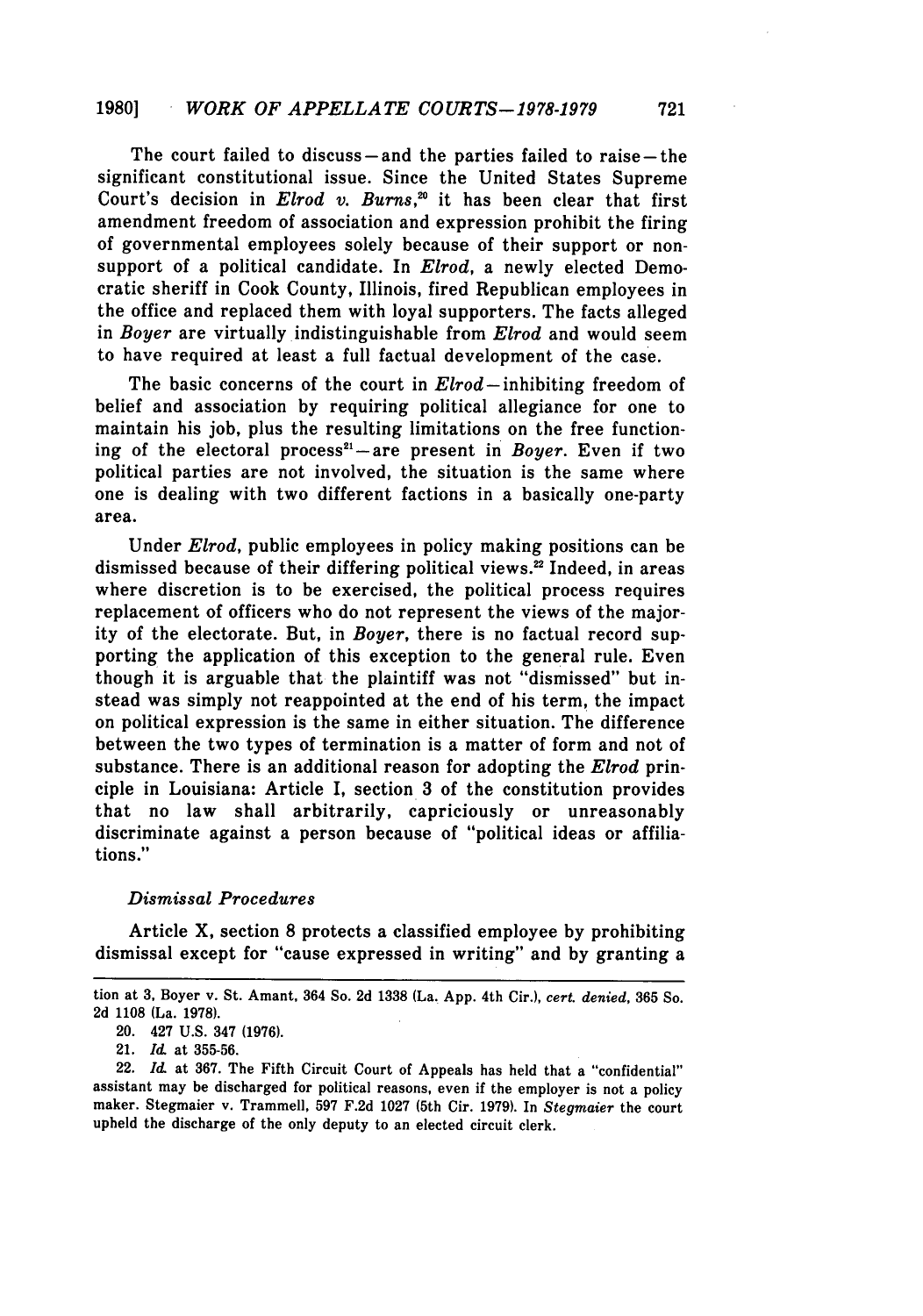The court failed to discuss—and the parties failed to raise—the significant constitutional issue. Since the United States Supreme Court's decision in *Elrod v. Burns*,[20] it has been clear that first amendment freedom of association and expression prohibit the firing of governmental employees solely because of their support or nonsupport of a political candidate. In *Elrod*, a newly elected Democratic sheriff in Cook County, Illinois, fired Republican employees in the office and replaced them with loyal supporters. The facts alleged in *Boyer* are virtually indistinguishable from *Elrod* and would seem to have required at least a full factual development of the case.

The basic concerns of the court in *Elrod*—inhibiting freedom of belief and association by requiring political allegiance for one to maintain his job, plus the resulting limitations on the free functioning of the electoral process[21]—are present in *Boyer*. Even if two political parties are not involved, the situation is the same where one is dealing with two different factions in a basically one-party area.

Under *Elrod*, public employees in policy making positions can be dismissed because of their differing political views.[22] Indeed, in areas where discretion is to be exercised, the political process requires replacement of officers who do not represent the views of the majority of the electorate. But, in *Boyer*, there is no factual record supporting the application of this exception to the general rule. Even though it is arguable that the plaintiff was not "dismissed" but instead was simply not reappointed at the end of his term, the impact on political expression is the same in either situation. The difference between the two types of termination is a matter of form and not of substance. There is an additional reason for adopting the *Elrod* principle in Louisiana: Article I, section 3 of the constitution provides that no law shall arbitrarily, capriciously or unreasonably discriminate against a person because of "political ideas or affiliations."

### *Dismissal Procedures*

Article X, section 8 protects a classified employee by prohibiting dismissal except for "cause expressed in writing" and by granting a

---

tion at 3, Boyer v. St. Amant, 364 So. 2d 1338 (La. App. 4th Cir.), *cert. denied*, 365 So. 2d 1108 (La. 1978).

20. 427 U.S. 347 (1976).

21. *Id.* at 355-56.

22. *Id.* at 367. The Fifth Circuit Court of Appeals has held that a "confidential" assistant may be discharged for political reasons, even if the employer is not a policy maker. Stegmaier v. Trammell, 597 F.2d 1027 (5th Cir. 1979). In *Stegmaier* the court upheld the discharge of the only deputy to an elected circuit clerk.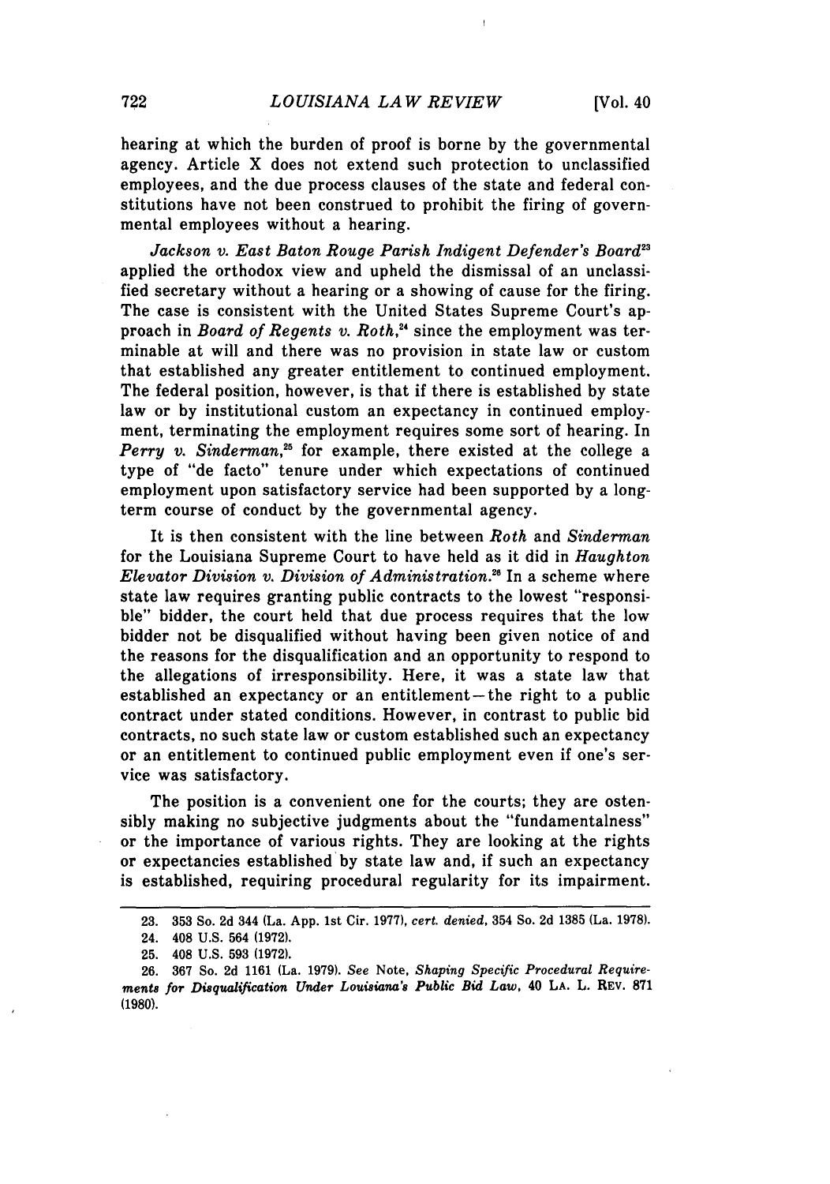hearing at which the burden of proof is borne by the governmental agency. Article X does not extend such protection to unclassified employees, and the due process clauses of the state and federal constitutions have not been construed to prohibit the firing of governmental employees without a hearing.

*Jackson v. East Baton Rouge Parish Indigent Defender's Board*[23] applied the orthodox view and upheld the dismissal of an unclassified secretary without a hearing or a showing of cause for the firing. The case is consistent with the United States Supreme Court's approach in *Board of Regents v. Roth*,[24] since the employment was terminable at will and there was no provision in state law or custom that established any greater entitlement to continued employment. The federal position, however, is that if there is established by state law or by institutional custom an expectancy in continued employment, terminating the employment requires some sort of hearing. In *Perry v. Sinderman*,[25] for example, there existed at the college a type of "de facto" tenure under which expectations of continued employment upon satisfactory service had been supported by a long-term course of conduct by the governmental agency.

It is then consistent with the line between *Roth* and *Sinderman* for the Louisiana Supreme Court to have held as it did in *Haughton Elevator Division v. Division of Administration*.[26] In a scheme where state law requires granting public contracts to the lowest "responsible" bidder, the court held that due process requires that the low bidder not be disqualified without having been given notice of and the reasons for the disqualification and an opportunity to respond to the allegations of irresponsibility. Here, it was a state law that established an expectancy or an entitlement—the right to a public contract under stated conditions. However, in contrast to public bid contracts, no such state law or custom established such an expectancy or an entitlement to continued public employment even if one's service was satisfactory.

The position is a convenient one for the courts; they are ostensibly making no subjective judgments about the "fundamentalness" or the importance of various rights. They are looking at the rights or expectancies established by state law and, if such an expectancy is established, requiring procedural regularity for its impairment.

---

23. 353 So. 2d 344 (La. App. 1st Cir. 1977), *cert. denied*, 354 So. 2d 1385 (La. 1978).

24. 408 U.S. 564 (1972).

25. 408 U.S. 593 (1972).

26. 367 So. 2d 1161 (La. 1979). *See* Note, *Shaping Specific Procedural Requirements for Disqualification Under Louisiana's Public Bid Law*, 40 LA. L. REV. 871 (1980).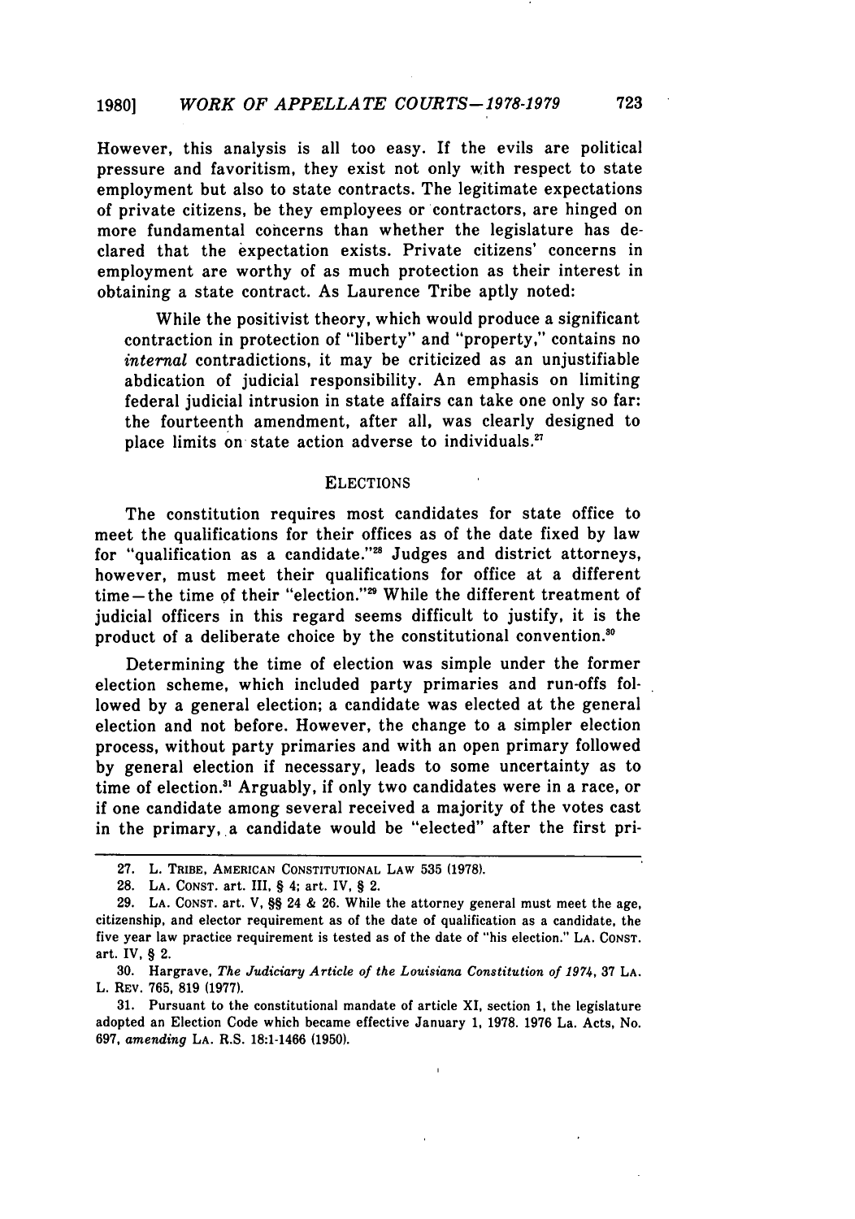However, this analysis is all too easy. If the evils are political pressure and favoritism, they exist not only with respect to state employment but also to state contracts. The legitimate expectations of private citizens, be they employees or contractors, are hinged on more fundamental concerns than whether the legislature has declared that the expectation exists. Private citizens' concerns in employment are worthy of as much protection as their interest in obtaining a state contract. As Laurence Tribe aptly noted:

> While the positivist theory, which would produce a significant contraction in protection of "liberty" and "property," contains no *internal* contradictions, it may be criticized as an unjustifiable abdication of judicial responsibility. An emphasis on limiting federal judicial intrusion in state affairs can take one only so far: the fourteenth amendment, after all, was clearly designed to place limits on state action adverse to individuals.[27]

## ELECTIONS

The constitution requires most candidates for state office to meet the qualifications for their offices as of the date fixed by law for "qualification as a candidate."[28] Judges and district attorneys, however, must meet their qualifications for office at a different time—the time of their "election."[29] While the different treatment of judicial officers in this regard seems difficult to justify, it is the product of a deliberate choice by the constitutional convention.[30]

Determining the time of election was simple under the former election scheme, which included party primaries and run-offs followed by a general election; a candidate was elected at the general election and not before. However, the change to a simpler election process, without party primaries and with an open primary followed by general election if necessary, leads to some uncertainty as to time of election.[31] Arguably, if only two candidates were in a race, or if one candidate among several received a majority of the votes cast in the primary, a candidate would be "elected" after the first pri-

---

27. L. TRIBE, AMERICAN CONSTITUTIONAL LAW 535 (1978).

28. LA. CONST. art. III, § 4; art. IV, § 2.

29. LA. CONST. art. V, §§ 24 & 26. While the attorney general must meet the age, citizenship, and elector requirement as of the date of qualification as a candidate, the five year law practice requirement is tested as of the date of "his election." LA. CONST. art. IV, § 2.

30. Hargrave, *The Judiciary Article of the Louisiana Constitution of 1974*, 37 LA. L. REV. 765, 819 (1977).

31. Pursuant to the constitutional mandate of article XI, section 1, the legislature adopted an Election Code which became effective January 1, 1978. 1976 La. Acts, No. 697, *amending* LA. R.S. 18:1-1466 (1950).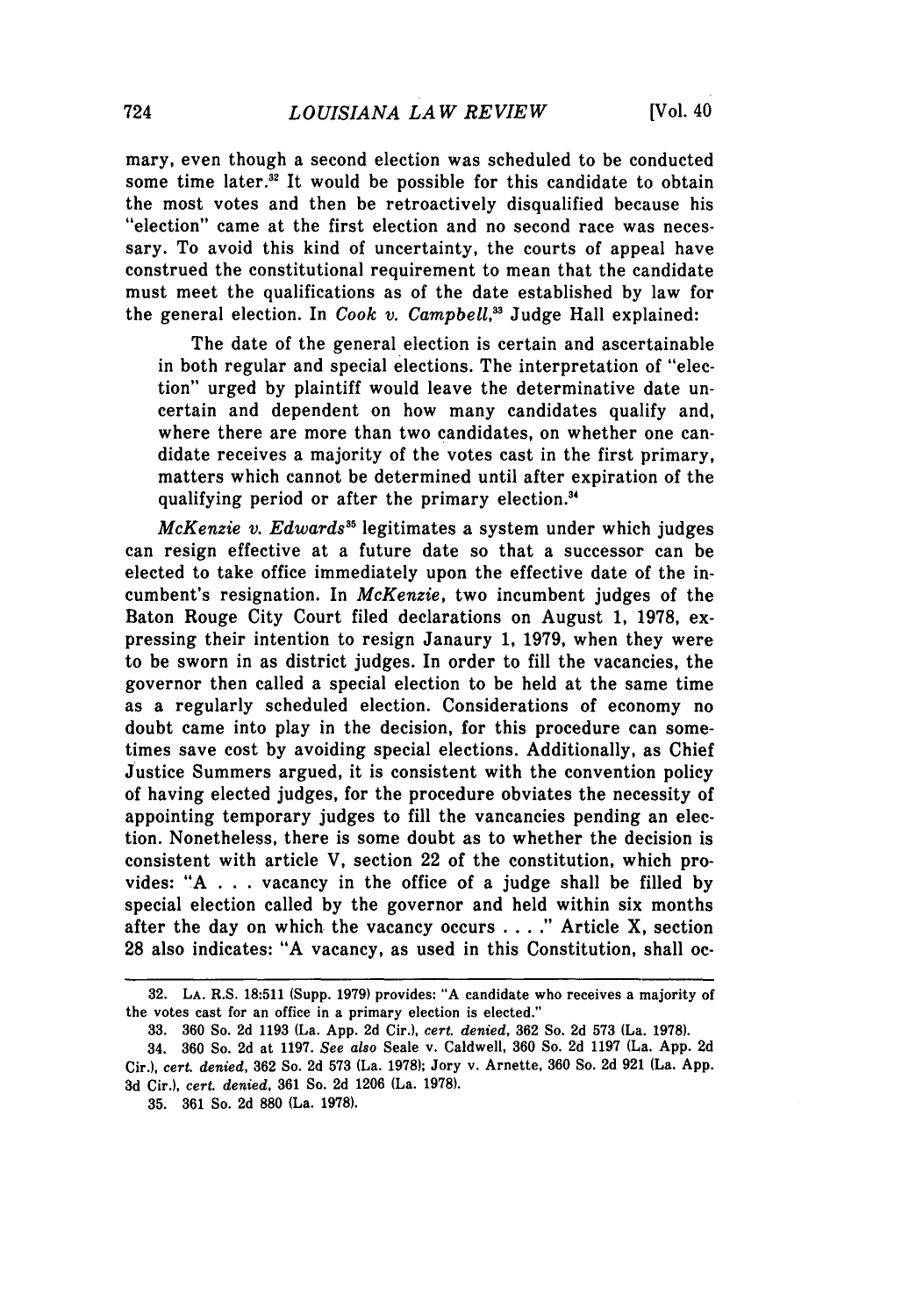mary, even though a second election was scheduled to be conducted some time later.[32] It would be possible for this candidate to obtain the most votes and then be retroactively disqualified because his "election" came at the first election and no second race was necessary. To avoid this kind of uncertainty, the courts of appeal have construed the constitutional requirement to mean that the candidate must meet the qualifications as of the date established by law for the general election. In *Cook v. Campbell*,[33] Judge Hall explained:

> The date of the general election is certain and ascertainable in both regular and special elections. The interpretation of "election" urged by plaintiff would leave the determinative date uncertain and dependent on how many candidates qualify and, where there are more than two candidates, on whether one candidate receives a majority of the votes cast in the first primary, matters which cannot be determined until after expiration of the qualifying period or after the primary election.[34]

*McKenzie v. Edwards*[35] legitimates a system under which judges can resign effective at a future date so that a successor can be elected to take office immediately upon the effective date of the incumbent's resignation. In *McKenzie*, two incumbent judges of the Baton Rouge City Court filed declarations on August 1, 1978, expressing their intention to resign Janaury 1, 1979, when they were to be sworn in as district judges. In order to fill the vacancies, the governor then called a special election to be held at the same time as a regularly scheduled election. Considerations of economy no doubt came into play in the decision, for this procedure can sometimes save cost by avoiding special elections. Additionally, as Chief Justice Summers argued, it is consistent with the convention policy of having elected judges, for the procedure obviates the necessity of appointing temporary judges to fill the vacancies pending an election. Nonetheless, there is some doubt as to whether the decision is consistent with article V, section 22 of the constitution, which provides: "A . . . vacancy in the office of a judge shall be filled by special election called by the governor and held within six months after the day on which the vacancy occurs . . . ." Article X, section 28 also indicates: "A vacancy, as used in this Constitution, shall oc-

---

32. LA. R.S. 18:511 (Supp. 1979) provides: "A candidate who receives a majority of the votes cast for an office in a primary election is elected."

33. 360 So. 2d 1193 (La. App. 2d Cir.), *cert. denied*, 362 So. 2d 573 (La. 1978).

34. 360 So. 2d at 1197. *See also* Seale v. Caldwell, 360 So. 2d 1197 (La. App. 2d Cir.), *cert. denied*, 362 So. 2d 573 (La. 1978); Jory v. Arnette, 360 So. 2d 921 (La. App. 3d Cir.), *cert. denied*, 361 So. 2d 1206 (La. 1978).

35. 361 So. 2d 880 (La. 1978).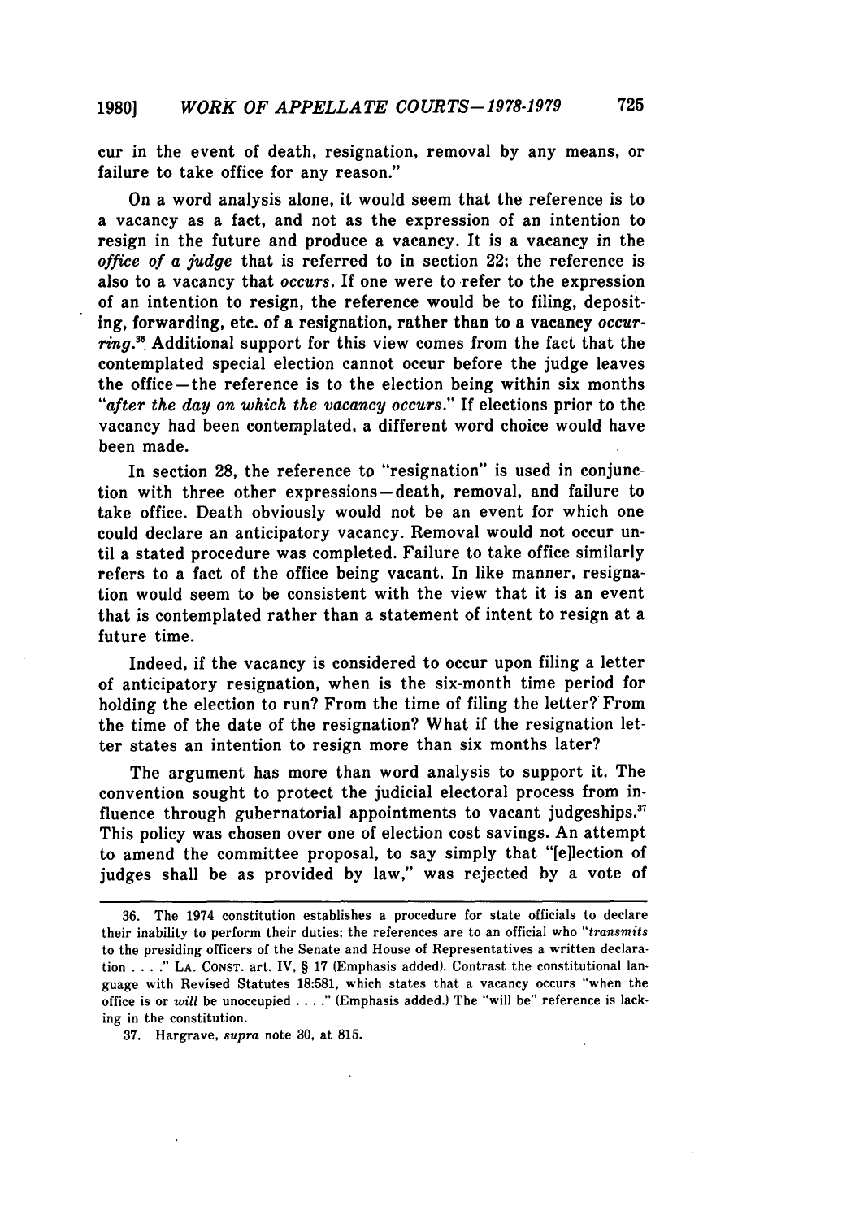cur in the event of death, resignation, removal by any means, or failure to take office for any reason."

On a word analysis alone, it would seem that the reference is to a vacancy as a fact, and not as the expression of an intention to resign in the future and produce a vacancy. It is a vacancy in the *office of a judge* that is referred to in section 22; the reference is also to a vacancy that *occurs*. If one were to refer to the expression of an intention to resign, the reference would be to filing, depositing, forwarding, etc. of a resignation, rather than to a vacancy *occurring*.[36] Additional support for this view comes from the fact that the contemplated special election cannot occur before the judge leaves the office—the reference is to the election being within six months *"after the day on which the vacancy occurs."* If elections prior to the vacancy had been contemplated, a different word choice would have been made.

In section 28, the reference to "resignation" is used in conjunction with three other expressions—death, removal, and failure to take office. Death obviously would not be an event for which one could declare an anticipatory vacancy. Removal would not occur until a stated procedure was completed. Failure to take office similarly refers to a fact of the office being vacant. In like manner, resignation would seem to be consistent with the view that it is an event that is contemplated rather than a statement of intent to resign at a future time.

Indeed, if the vacancy is considered to occur upon filing a letter of anticipatory resignation, when is the six-month time period for holding the election to run? From the time of filing the letter? From the time of the date of the resignation? What if the resignation letter states an intention to resign more than six months later?

The argument has more than word analysis to support it. The convention sought to protect the judicial electoral process from influence through gubernatorial appointments to vacant judgeships.[37] This policy was chosen over one of election cost savings. An attempt to amend the committee proposal, to say simply that "[e]lection of judges shall be as provided by law," was rejected by a vote of

---

36. The 1974 constitution establishes a procedure for state officials to declare their inability to perform their duties; the references are to an official who *"transmits* to the presiding officers of the Senate and House of Representatives a written declaration . . . ." LA. CONST. art. IV, § 17 (Emphasis added). Contrast the constitutional language with Revised Statutes 18:581, which states that a vacancy occurs "when the office is or *will* be unoccupied . . . ." (Emphasis added.) The "will be" reference is lacking in the constitution.

37. Hargrave, *supra* note 30, at 815.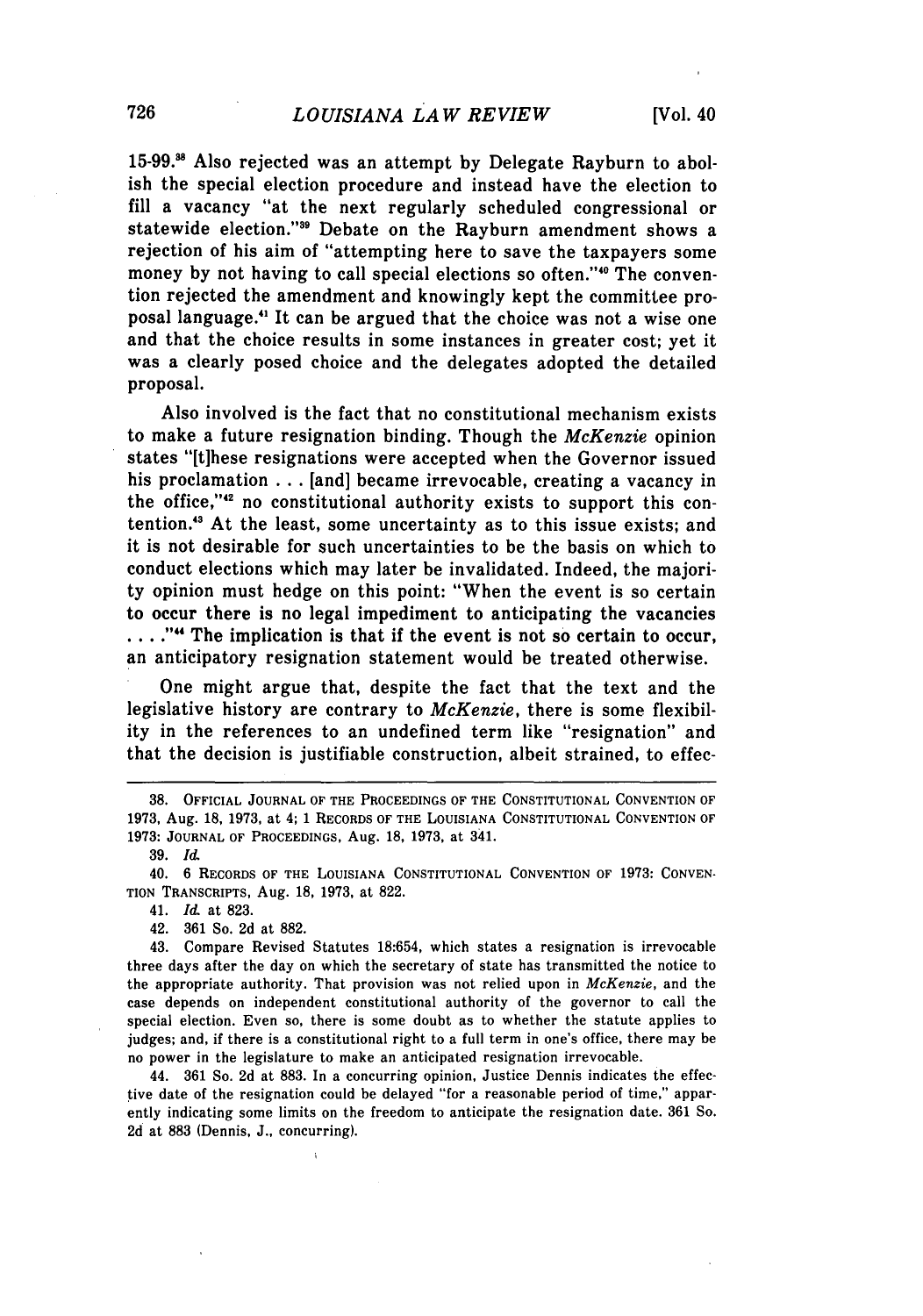15-99.[38] Also rejected was an attempt by Delegate Rayburn to abolish the special election procedure and instead have the election to fill a vacancy "at the next regularly scheduled congressional or statewide election."[39] Debate on the Rayburn amendment shows a rejection of his aim of "attempting here to save the taxpayers some money by not having to call special elections so often."[40] The convention rejected the amendment and knowingly kept the committee proposal language.[41] It can be argued that the choice was not a wise one and that the choice results in some instances in greater cost; yet it was a clearly posed choice and the delegates adopted the detailed proposal.

Also involved is the fact that no constitutional mechanism exists to make a future resignation binding. Though the *McKenzie* opinion states "[t]hese resignations were accepted when the Governor issued his proclamation . . . [and] became irrevocable, creating a vacancy in the office,"[42] no constitutional authority exists to support this contention.[43] At the least, some uncertainty as to this issue exists; and it is not desirable for such uncertainties to be the basis on which to conduct elections which may later be invalidated. Indeed, the majority opinion must hedge on this point: "When the event is so certain to occur there is no legal impediment to anticipating the vacancies . . . ."[44] The implication is that if the event is not so certain to occur, an anticipatory resignation statement would be treated otherwise.

One might argue that, despite the fact that the text and the legislative history are contrary to *McKenzie*, there is some flexibility in the references to an undefined term like "resignation" and that the decision is justifiable construction, albeit strained, to effec-

---

38. OFFICIAL JOURNAL OF THE PROCEEDINGS OF THE CONSTITUTIONAL CONVENTION OF 1973, Aug. 18, 1973, at 4; 1 RECORDS OF THE LOUISIANA CONSTITUTIONAL CONVENTION OF 1973: JOURNAL OF PROCEEDINGS, Aug. 18, 1973, at 341.

39. *Id.*

40. 6 RECORDS OF THE LOUISIANA CONSTITUTIONAL CONVENTION OF 1973: CONVENTION TRANSCRIPTS, Aug. 18, 1973, at 822.

41. *Id.* at 823.

42. 361 So. 2d at 882.

43. Compare Revised Statutes 18:654, which states a resignation is irrevocable three days after the day on which the secretary of state has transmitted the notice to the appropriate authority. That provision was not relied upon in *McKenzie*, and the case depends on independent constitutional authority of the governor to call the special election. Even so, there is some doubt as to whether the statute applies to judges; and, if there is a constitutional right to a full term in one's office, there may be no power in the legislature to make an anticipated resignation irrevocable.

44. 361 So. 2d at 883. In a concurring opinion, Justice Dennis indicates the effective date of the resignation could be delayed "for a reasonable period of time," apparently indicating some limits on the freedom to anticipate the resignation date. 361 So. 2d at 883 (Dennis, J., concurring).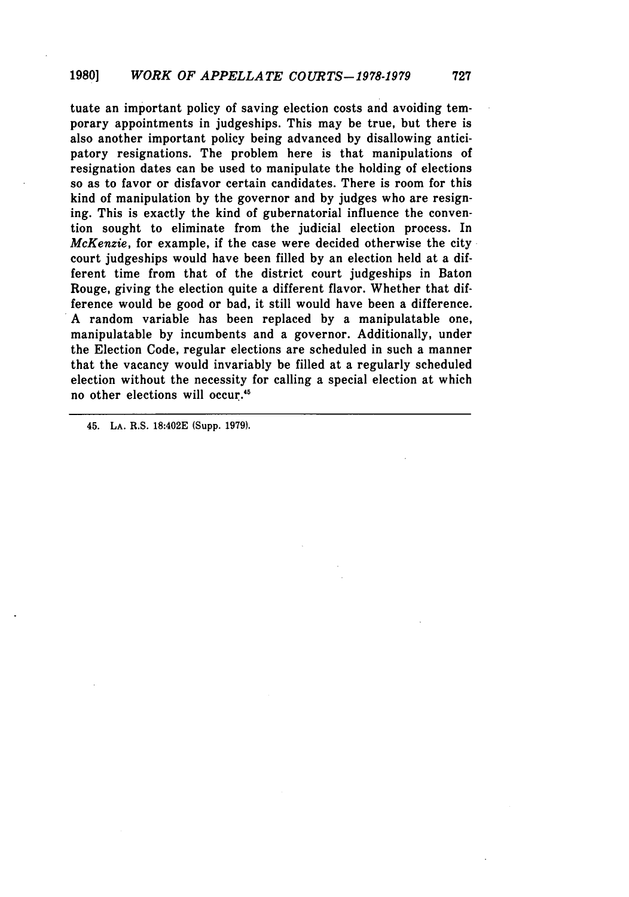tuate an important policy of saving election costs and avoiding temporary appointments in judgeships. This may be true, but there is also another important policy being advanced by disallowing anticipatory resignations. The problem here is that manipulations of resignation dates can be used to manipulate the holding of elections so as to favor or disfavor certain candidates. There is room for this kind of manipulation by the governor and by judges who are resigning. This is exactly the kind of gubernatorial influence the convention sought to eliminate from the judicial election process. In *McKenzie*, for example, if the case were decided otherwise the city court judgeships would have been filled by an election held at a different time from that of the district court judgeships in Baton Rouge, giving the election quite a different flavor. Whether that difference would be good or bad, it still would have been a difference. A random variable has been replaced by a manipulatable one, manipulatable by incumbents and a governor. Additionally, under the Election Code, regular elections are scheduled in such a manner that the vacancy would invariably be filled at a regularly scheduled election without the necessity for calling a special election at which no other elections will occur.[45]

---

45. LA. R.S. 18:402E (Supp. 1979).